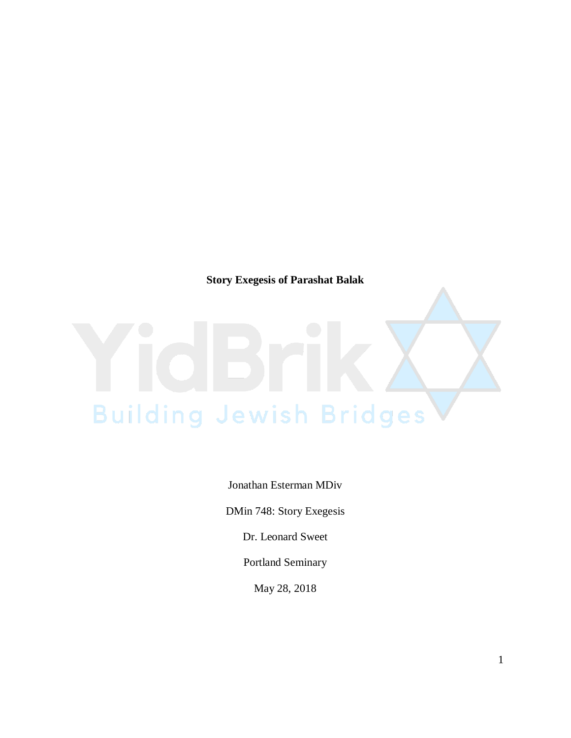**Story Exegesis of Parashat Balak**

Jonathan Esterman MDiv

DMin 748: Story Exegesis

Dr. Leonard Sweet

Portland Seminary

May 28, 2018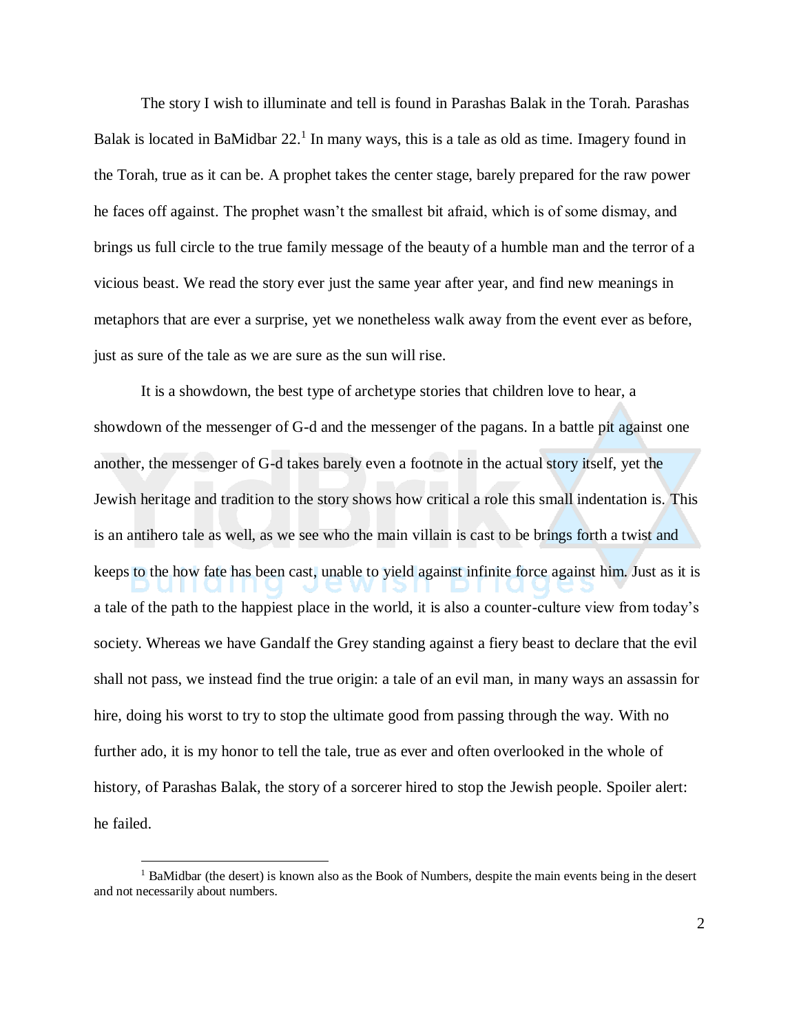The story I wish to illuminate and tell is found in Parashas Balak in the Torah. Parashas Balak is located in BaMidbar 22.[1] In many ways, this is a tale as old as time. Imagery found in the Torah, true as it can be. A prophet takes the center stage, barely prepared for the raw power he faces off against. The prophet wasn't the smallest bit afraid, which is of some dismay, and brings us full circle to the true family message of the beauty of a humble man and the terror of a vicious beast. We read the story ever just the same year after year, and find new meanings in metaphors that are ever a surprise, yet we nonetheless walk away from the event ever as before, just as sure of the tale as we are sure as the sun will rise.

It is a showdown, the best type of archetype stories that children love to hear, a showdown of the messenger of G-d and the messenger of the pagans. In a battle pit against one another, the messenger of G-d takes barely even a footnote in the actual story itself, yet the Jewish heritage and tradition to the story shows how critical a role this small indentation is. This is an antihero tale as well, as we see who the main villain is cast to be brings forth a twist and keeps to the how fate has been cast, unable to yield against infinite force against him. Just as it is a tale of the path to the happiest place in the world, it is also a counter-culture view from today's society. Whereas we have Gandalf the Grey standing against a fiery beast to declare that the evil shall not pass, we instead find the true origin: a tale of an evil man, in many ways an assassin for hire, doing his worst to try to stop the ultimate good from passing through the way. With no further ado, it is my honor to tell the tale, true as ever and often overlooked in the whole of history, of Parashas Balak, the story of a sorcerer hired to stop the Jewish people. Spoiler alert: he failed.

[1] BaMidbar (the desert) is known also as the Book of Numbers, despite the main events being in the desert and not necessarily about numbers.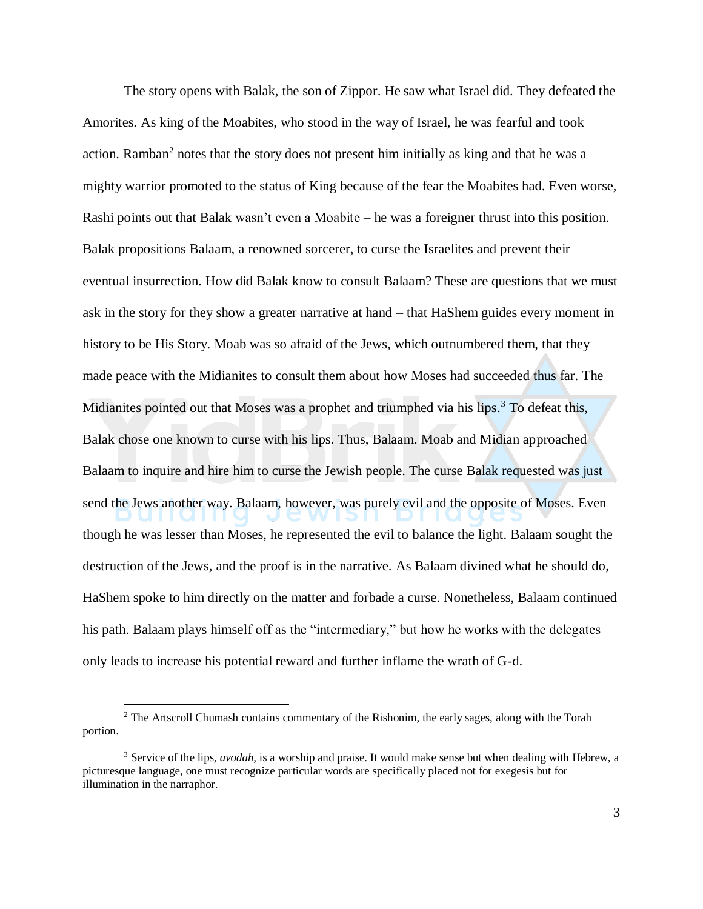The story opens with Balak, the son of Zippor. He saw what Israel did. They defeated the Amorites. As king of the Moabites, who stood in the way of Israel, he was fearful and took action. Ramban[2] notes that the story does not present him initially as king and that he was a mighty warrior promoted to the status of King because of the fear the Moabites had. Even worse, Rashi points out that Balak wasn't even a Moabite – he was a foreigner thrust into this position. Balak propositions Balaam, a renowned sorcerer, to curse the Israelites and prevent their eventual insurrection. How did Balak know to consult Balaam? These are questions that we must ask in the story for they show a greater narrative at hand – that HaShem guides every moment in history to be His Story. Moab was so afraid of the Jews, which outnumbered them, that they made peace with the Midianites to consult them about how Moses had succeeded thus far. The Midianites pointed out that Moses was a prophet and triumphed via his lips.[3] To defeat this, Balak chose one known to curse with his lips. Thus, Balaam. Moab and Midian approached Balaam to inquire and hire him to curse the Jewish people. The curse Balak requested was just send the Jews another way. Balaam, however, was purely evil and the opposite of Moses. Even though he was lesser than Moses, he represented the evil to balance the light. Balaam sought the destruction of the Jews, and the proof is in the narrative. As Balaam divined what he should do, HaShem spoke to him directly on the matter and forbade a curse. Nonetheless, Balaam continued his path. Balaam plays himself off as the "intermediary," but how he works with the delegates only leads to increase his potential reward and further inflame the wrath of G-d.

---

[2] The Artscroll Chumash contains commentary of the Rishonim, the early sages, along with the Torah portion.

[3] Service of the lips, *avodah,* is a worship and praise. It would make sense but when dealing with Hebrew, a picturesque language, one must recognize particular words are specifically placed not for exegesis but for illumination in the narraphor.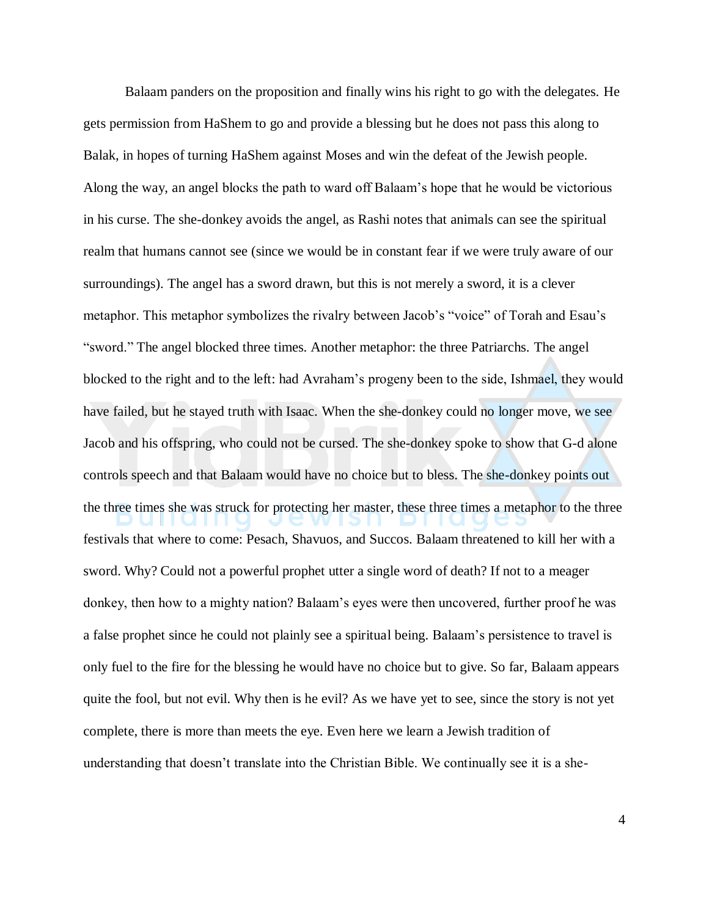Balaam panders on the proposition and finally wins his right to go with the delegates. He gets permission from HaShem to go and provide a blessing but he does not pass this along to Balak, in hopes of turning HaShem against Moses and win the defeat of the Jewish people. Along the way, an angel blocks the path to ward off Balaam's hope that he would be victorious in his curse. The she-donkey avoids the angel, as Rashi notes that animals can see the spiritual realm that humans cannot see (since we would be in constant fear if we were truly aware of our surroundings). The angel has a sword drawn, but this is not merely a sword, it is a clever metaphor. This metaphor symbolizes the rivalry between Jacob's "voice" of Torah and Esau's "sword." The angel blocked three times. Another metaphor: the three Patriarchs. The angel blocked to the right and to the left: had Avraham's progeny been to the side, Ishmael, they would have failed, but he stayed truth with Isaac. When the she-donkey could no longer move, we see Jacob and his offspring, who could not be cursed. The she-donkey spoke to show that G-d alone controls speech and that Balaam would have no choice but to bless. The she-donkey points out the three times she was struck for protecting her master, these three times a metaphor to the three festivals that where to come: Pesach, Shavuos, and Succos. Balaam threatened to kill her with a sword. Why? Could not a powerful prophet utter a single word of death? If not to a meager donkey, then how to a mighty nation? Balaam's eyes were then uncovered, further proof he was a false prophet since he could not plainly see a spiritual being. Balaam's persistence to travel is only fuel to the fire for the blessing he would have no choice but to give. So far, Balaam appears quite the fool, but not evil. Why then is he evil? As we have yet to see, since the story is not yet complete, there is more than meets the eye. Even here we learn a Jewish tradition of understanding that doesn't translate into the Christian Bible. We continually see it is a she-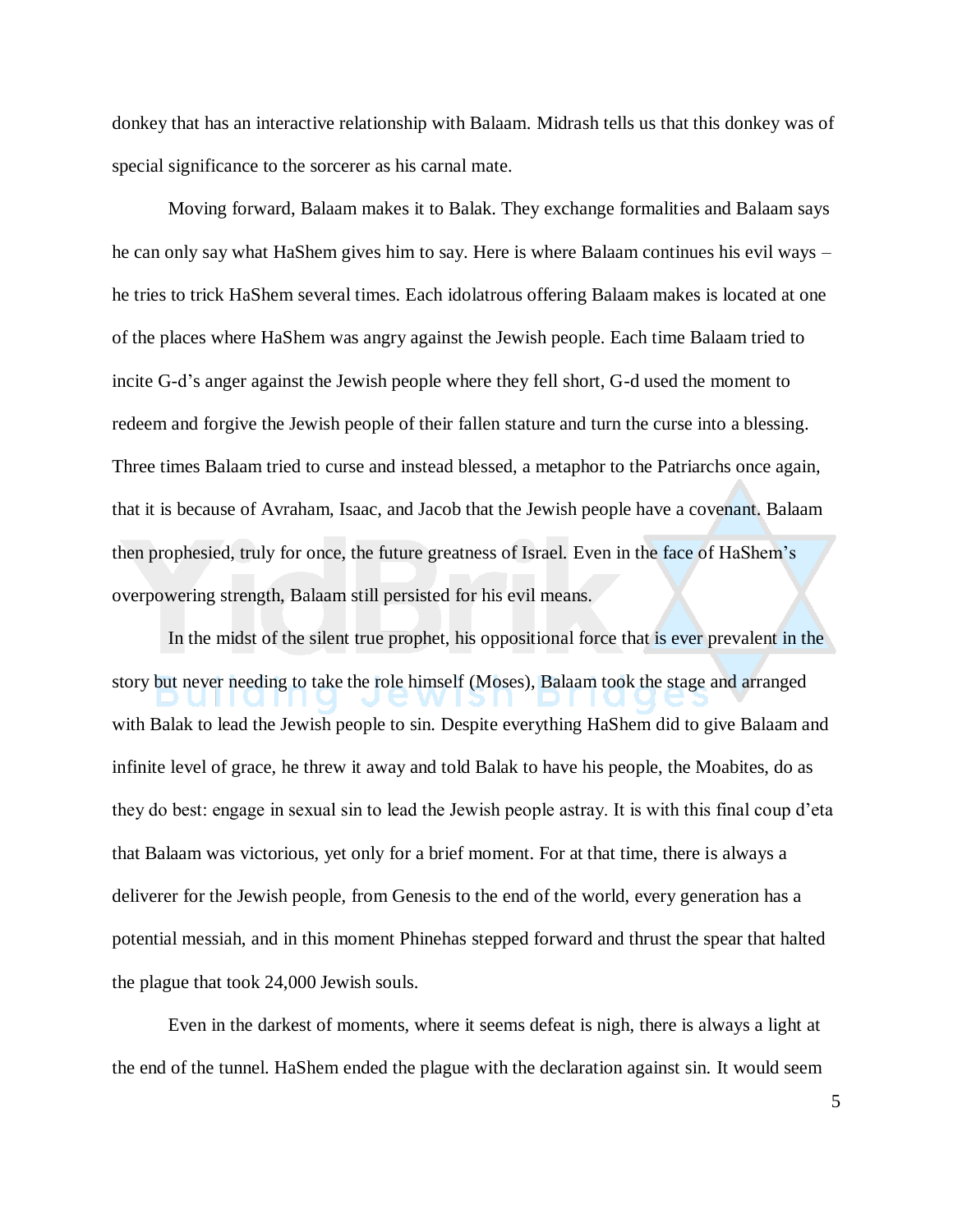donkey that has an interactive relationship with Balaam. Midrash tells us that this donkey was of special significance to the sorcerer as his carnal mate.

Moving forward, Balaam makes it to Balak. They exchange formalities and Balaam says he can only say what HaShem gives him to say. Here is where Balaam continues his evil ways – he tries to trick HaShem several times. Each idolatrous offering Balaam makes is located at one of the places where HaShem was angry against the Jewish people. Each time Balaam tried to incite G-d's anger against the Jewish people where they fell short, G-d used the moment to redeem and forgive the Jewish people of their fallen stature and turn the curse into a blessing. Three times Balaam tried to curse and instead blessed, a metaphor to the Patriarchs once again, that it is because of Avraham, Isaac, and Jacob that the Jewish people have a covenant. Balaam then prophesied, truly for once, the future greatness of Israel. Even in the face of HaShem's overpowering strength, Balaam still persisted for his evil means.

In the midst of the silent true prophet, his oppositional force that is ever prevalent in the story but never needing to take the role himself (Moses), Balaam took the stage and arranged with Balak to lead the Jewish people to sin. Despite everything HaShem did to give Balaam and infinite level of grace, he threw it away and told Balak to have his people, the Moabites, do as they do best: engage in sexual sin to lead the Jewish people astray. It is with this final coup d'eta that Balaam was victorious, yet only for a brief moment. For at that time, there is always a deliverer for the Jewish people, from Genesis to the end of the world, every generation has a potential messiah, and in this moment Phinehas stepped forward and thrust the spear that halted the plague that took 24,000 Jewish souls.

Even in the darkest of moments, where it seems defeat is nigh, there is always a light at the end of the tunnel. HaShem ended the plague with the declaration against sin. It would seem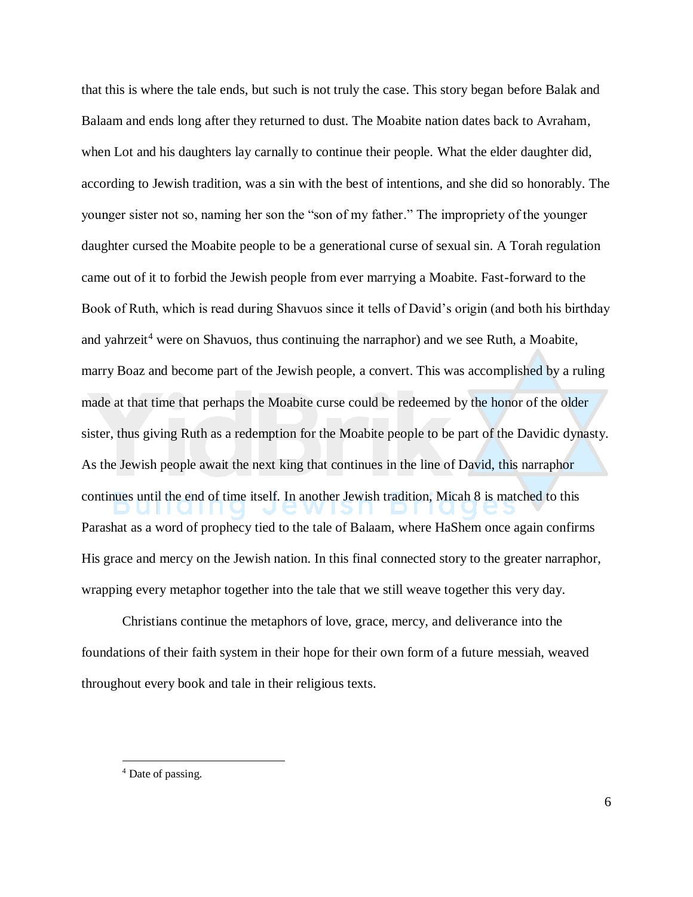that this is where the tale ends, but such is not truly the case. This story began before Balak and Balaam and ends long after they returned to dust. The Moabite nation dates back to Avraham, when Lot and his daughters lay carnally to continue their people. What the elder daughter did, according to Jewish tradition, was a sin with the best of intentions, and she did so honorably. The younger sister not so, naming her son the "son of my father." The impropriety of the younger daughter cursed the Moabite people to be a generational curse of sexual sin. A Torah regulation came out of it to forbid the Jewish people from ever marrying a Moabite. Fast-forward to the Book of Ruth, which is read during Shavuos since it tells of David's origin (and both his birthday and yahrzeit[4] were on Shavuos, thus continuing the narraphor) and we see Ruth, a Moabite, marry Boaz and become part of the Jewish people, a convert. This was accomplished by a ruling made at that time that perhaps the Moabite curse could be redeemed by the honor of the older sister, thus giving Ruth as a redemption for the Moabite people to be part of the Davidic dynasty. As the Jewish people await the next king that continues in the line of David, this narraphor continues until the end of time itself. In another Jewish tradition, Micah 8 is matched to this Parashat as a word of prophecy tied to the tale of Balaam, where HaShem once again confirms His grace and mercy on the Jewish nation. In this final connected story to the greater narraphor, wrapping every metaphor together into the tale that we still weave together this very day.

Christians continue the metaphors of love, grace, mercy, and deliverance into the foundations of their faith system in their hope for their own form of a future messiah, weaved throughout every book and tale in their religious texts.

[4] Date of passing.